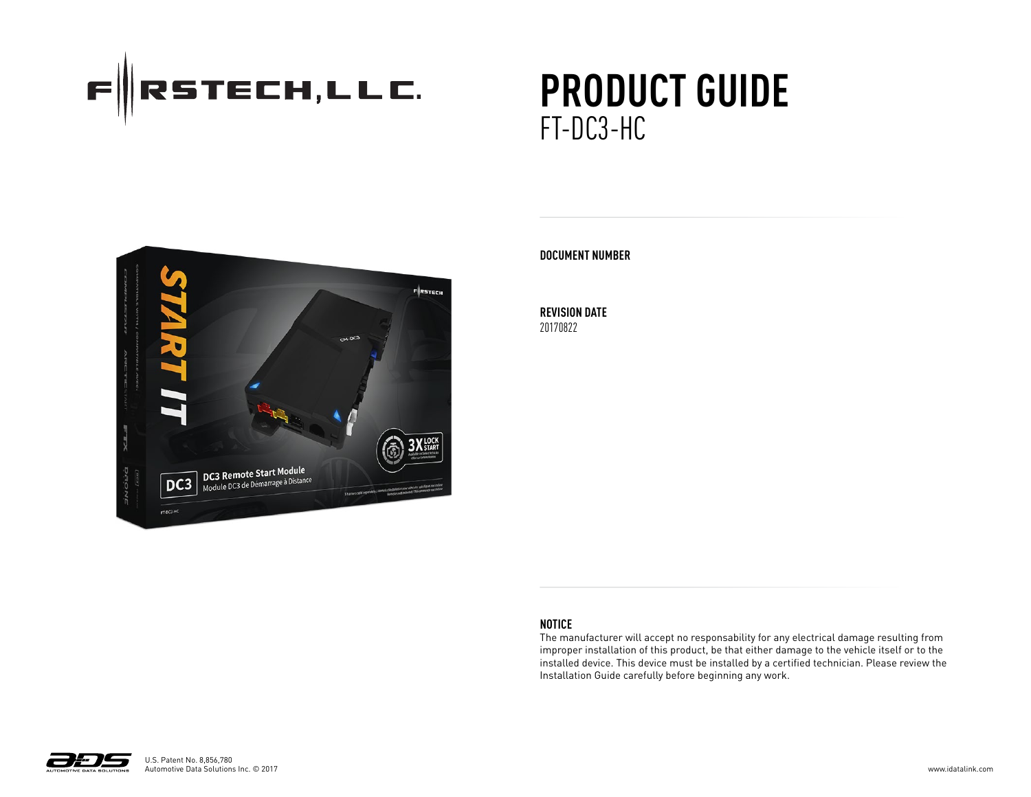FIRSTECH, LLC.

# PRODUCT GUIDE
## FT-DC3-HC

**DOCUMENT NUMBER**

**REVISION DATE**
20170822

**NOTICE**
The manufacturer will accept no responsability for any electrical damage resulting from improper installation of this product, be that either damage to the vehicle itself or to the installed device. This device must be installed by a certified technician. Please review the Installation Guide carefully before beginning any work.

U.S. Patent No. 8,856,780
Automotive Data Solutions Inc. © 2017

www.idatalink.com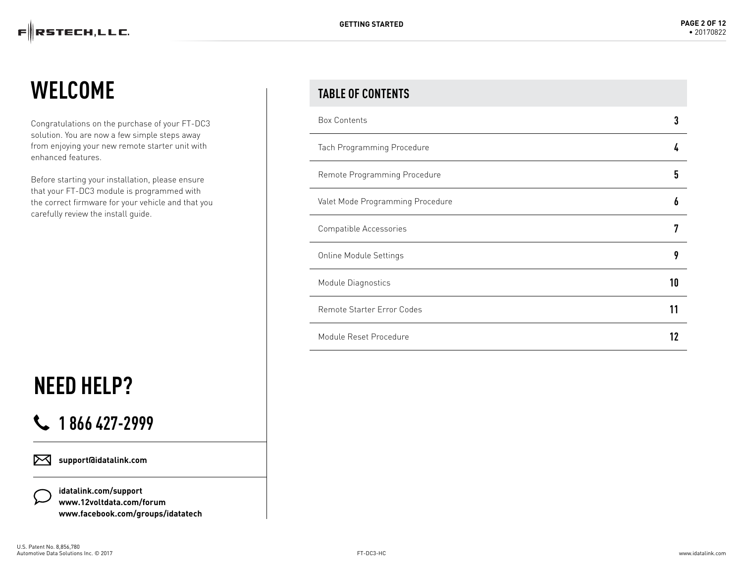# WELCOME

Congratulations on the purchase of your FT-DC3 solution. You are now a few simple steps away from enjoying your new remote starter unit with enhanced features.

Before starting your installation, please ensure that your FT-DC3 module is programmed with the correct firmware for your vehicle and that you carefully review the install guide.

# NEED HELP?

## 1 866 427-2999

**support@idatalink.com**

**idatalink.com/support**
**www.12voltdata.com/forum**
**www.facebook.com/groups/idatatech**

## TABLE OF CONTENTS

| Section | Page |
|---|---|
| Box Contents | **3** |
| Tach Programming Procedure | **4** |
| Remote Programming Procedure | **5** |
| Valet Mode Programming Procedure | **6** |
| Compatible Accessories | **7** |
| Online Module Settings | **9** |
| Module Diagnostics | **10** |
| Remote Starter Error Codes | **11** |
| Module Reset Procedure | **12** |

U.S. Patent No. 8,856,780
Automotive Data Solutions Inc. © 2017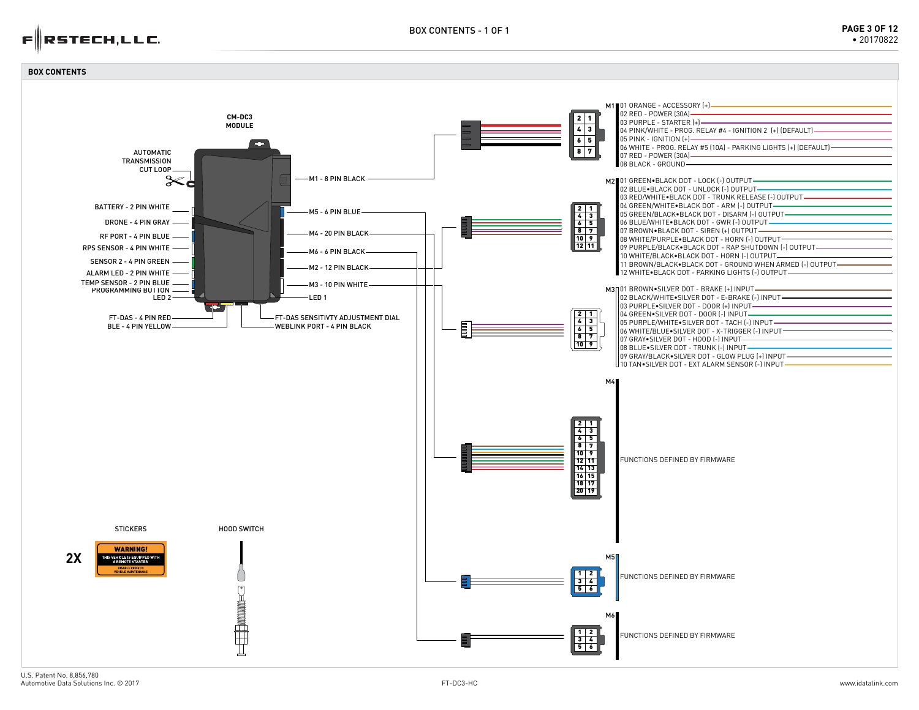## BOX CONTENTS

**CM-DC3 MODULE**

- AUTOMATIC TRANSMISSION CUT LOOP
- BATTERY - 2 PIN WHITE
- DRONE - 4 PIN GRAY
- RF PORT - 4 PIN BLUE
- RPS SENSOR - 4 PIN WHITE
- SENSOR 2 - 4 PIN GREEN
- ALARM LED - 2 PIN WHITE
- TEMP SENSOR - 2 PIN BLUE
- PROGRAMMING BUTTON
- LED 2
- FT-DAS - 4 PIN RED
- BLE - 4 PIN YELLOW
- M1 - 8 PIN BLACK
- M5 - 6 PIN BLUE
- M4 - 20 PIN BLACK
- M6 - 6 PIN BLACK
- M2 - 12 PIN BLACK
- M3 - 10 PIN WHITE
- LED 1
- FT-DAS SENSITIVTY ADJUSTMENT DIAL
- WEBLINK PORT - 4 PIN BLACK

**M1**
- 01 ORANGE - ACCESSORY (+)
- 02 RED - POWER (30A)
- 03 PURPLE - STARTER (+)
- 04 PINK/WHITE - PROG. RELAY #4 - IGNITION 2 (+) (DEFAULT)
- 05 PINK - IGNITION (+)
- 06 WHITE - PROG. RELAY #5 (10A) - PARKING LIGHTS (+) (DEFAULT)
- 07 RED - POWER (30A)
- 08 BLACK - GROUND

**M2**
- 01 GREEN•BLACK DOT - LOCK (-) OUTPUT
- 02 BLUE•BLACK DOT - UNLOCK (-) OUTPUT
- 03 RED/WHITE•BLACK DOT - TRUNK RELEASE (-) OUTPUT
- 04 GREEN/WHITE•BLACK DOT - ARM (-) OUTPUT
- 05 GREEN/BLACK•BLACK DOT - DISARM (-) OUTPUT
- 06 BLUE/WHITE•BLACK DOT - GWR (-) OUTPUT
- 07 BROWN•BLACK DOT - SIREN (+) OUTPUT
- 08 WHITE/PURPLE•BLACK DOT - HORN (-) OUTPUT
- 09 PURPLE/BLACK•BLACK DOT - RAP SHUTDOWN (-) OUTPUT
- 10 WHITE/BLACK•BLACK DOT - HORN (-) OUTPUT
- 11 BROWN/BLACK•BLACK DOT - GROUND WHEN ARMED (-) OUTPUT
- 12 WHITE•BLACK DOT - PARKING LIGHTS (-) OUTPUT

**M3**
- 01 BROWN•SILVER DOT - BRAKE (+) INPUT
- 02 BLACK/WHITE•SILVER DOT - E-BRAKE (-) INPUT
- 03 PURPLE•SILVER DOT - DOOR (+) INPUT
- 04 GREEN•SILVER DOT - HOOD (-) INPUT
- 05 PURPLE/WHITE•SILVER DOT - TACH (-) INPUT
- 06 WHITE/BLUE•SILVER DOT - X-TRIGGER (-) INPUT
- 07 GRAY•SILVER DOT - HOOD (-) INPUT
- 08 BLUE•SILVER DOT - TRUNK (-) INPUT
- 09 GRAY/BLACK•SILVER DOT - GLOW PLUG (+) INPUT
- 10 TAN•SILVER DOT - EXT ALARM SENSOR (-) INPUT

**M4** FUNCTIONS DEFINED BY FIRMWARE

**M5** FUNCTIONS DEFINED BY FIRMWARE

**M6** FUNCTIONS DEFINED BY FIRMWARE

**STICKERS**

2X — WARNING! THIS VEHICLE IS EQUIPPED WITH A REMOTE STARTER. DISABLE PRIOR TO VEHICLE MAINTENANCE

**HOOD SWITCH**

U.S. Patent No. 8,856,780
Automotive Data Solutions Inc. © 2017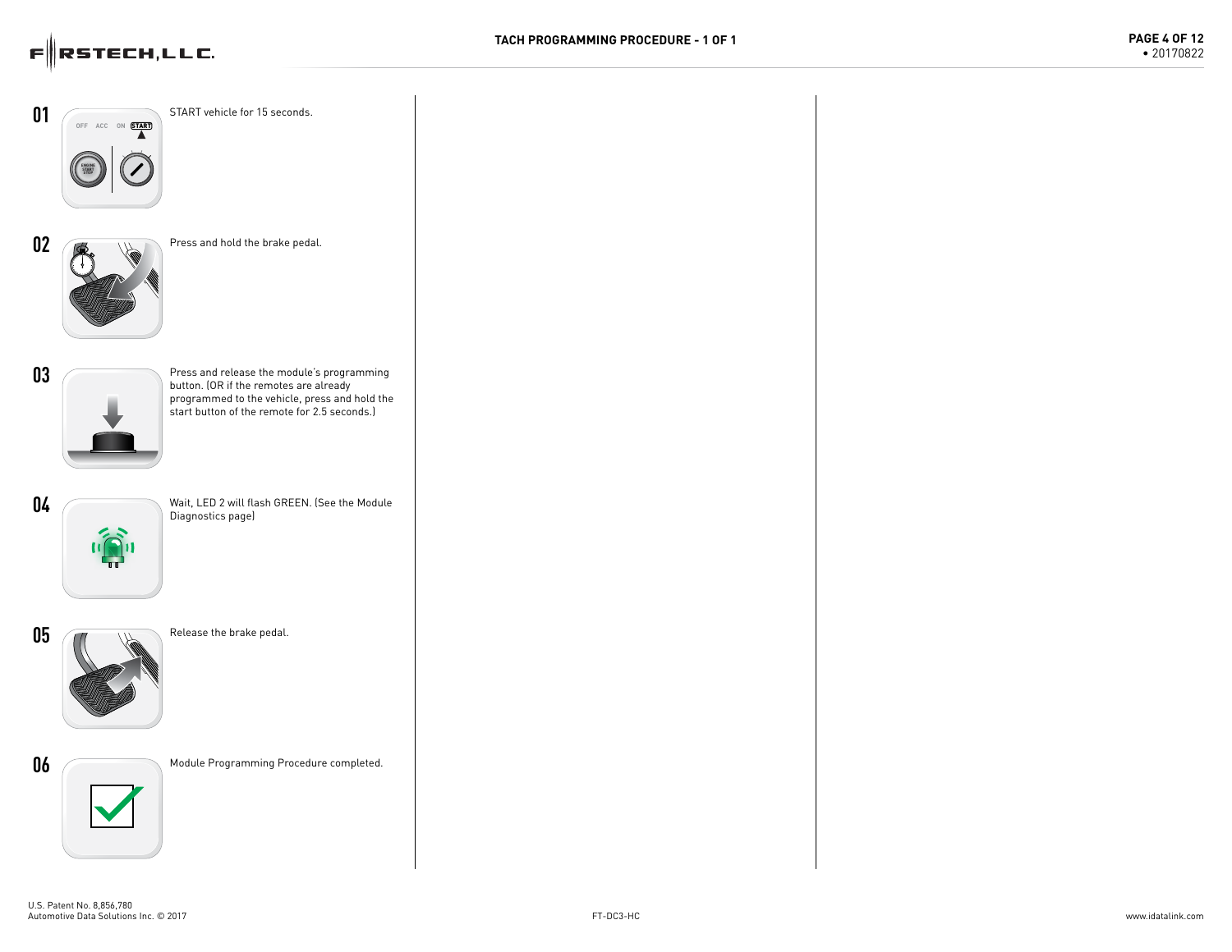# TACH PROGRAMMING PROCEDURE - 1 OF 1

**01** START vehicle for 15 seconds.

**02** Press and hold the brake pedal.

**03** Press and release the module's programming button. (OR if the remotes are already programmed to the vehicle, press and hold the start button of the remote for 2.5 seconds.)

**04** Wait, LED 2 will flash GREEN. (See the Module Diagnostics page)

**05** Release the brake pedal.

**06** Module Programming Procedure completed.

U.S. Patent No. 8,856,780
Automotive Data Solutions Inc. © 2017

FT-DC3-HC

www.idatalink.com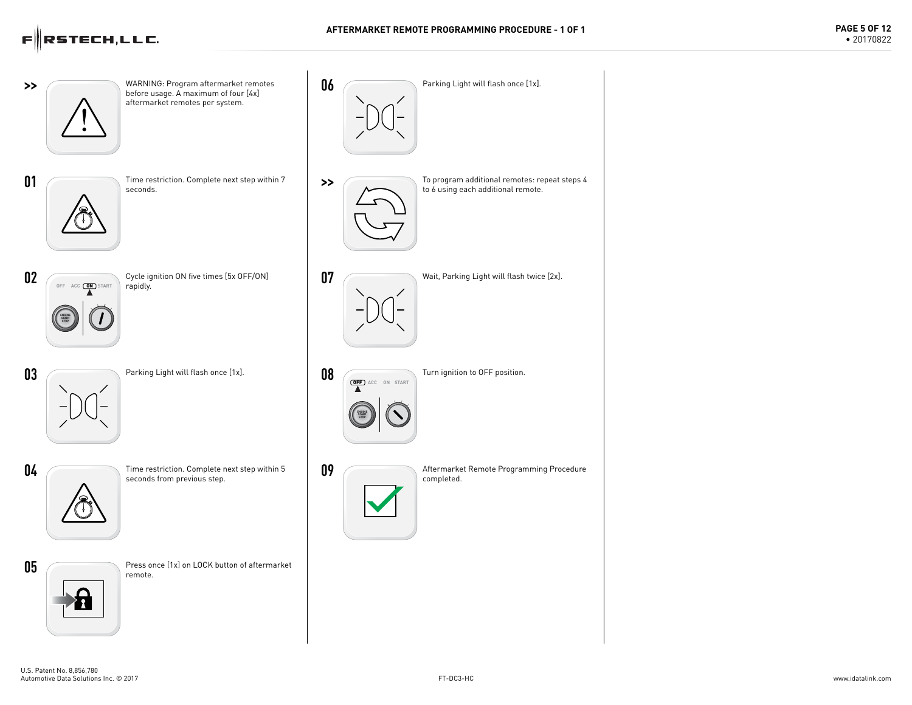# AFTERMARKET REMOTE PROGRAMMING PROCEDURE - 1 OF 1

**>>** WARNING: Program aftermarket remotes before usage. A maximum of four [4x] aftermarket remotes per system.

**01** Time restriction. Complete next step within 7 seconds.

**02** Cycle ignition ON five times [5x OFF/ON] rapidly.

**03** Parking Light will flash once [1x].

**04** Time restriction. Complete next step within 5 seconds from previous step.

**05** Press once [1x] on LOCK button of aftermarket remote.

**06** Parking Light will flash once [1x].

**>>** To program additional remotes: repeat steps 4 to 6 using each additional remote.

**07** Wait, Parking Light will flash twice [2x].

**08** Turn ignition to OFF position.

**09** Aftermarket Remote Programming Procedure completed.

U.S. Patent No. 8,856,780
Automotive Data Solutions Inc. © 2017

FT-DC3-HC

www.idatalink.com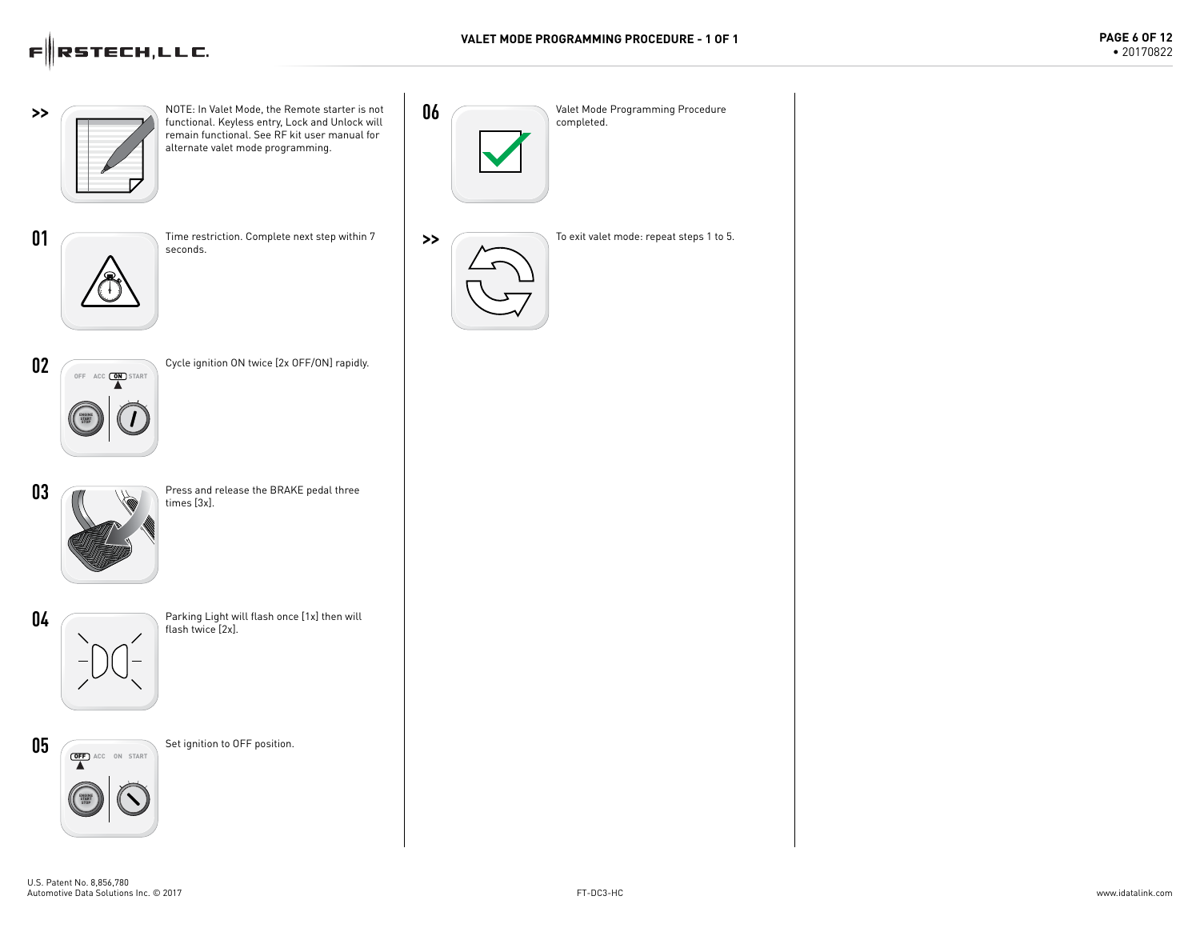# VALET MODE PROGRAMMING PROCEDURE - 1 OF 1

**>>** NOTE: In Valet Mode, the Remote starter is not functional. Keyless entry, Lock and Unlock will remain functional. See RF kit user manual for alternate valet mode programming.

**01** Time restriction. Complete next step within 7 seconds.

**02** Cycle ignition ON twice [2x OFF/ON] rapidly.

**03** Press and release the BRAKE pedal three times [3x].

**04** Parking Light will flash once [1x] then will flash twice [2x].

**05** Set ignition to OFF position.

**06** Valet Mode Programming Procedure completed.

**>>** To exit valet mode: repeat steps 1 to 5.

U.S. Patent No. 8,856,780
Automotive Data Solutions Inc. © 2017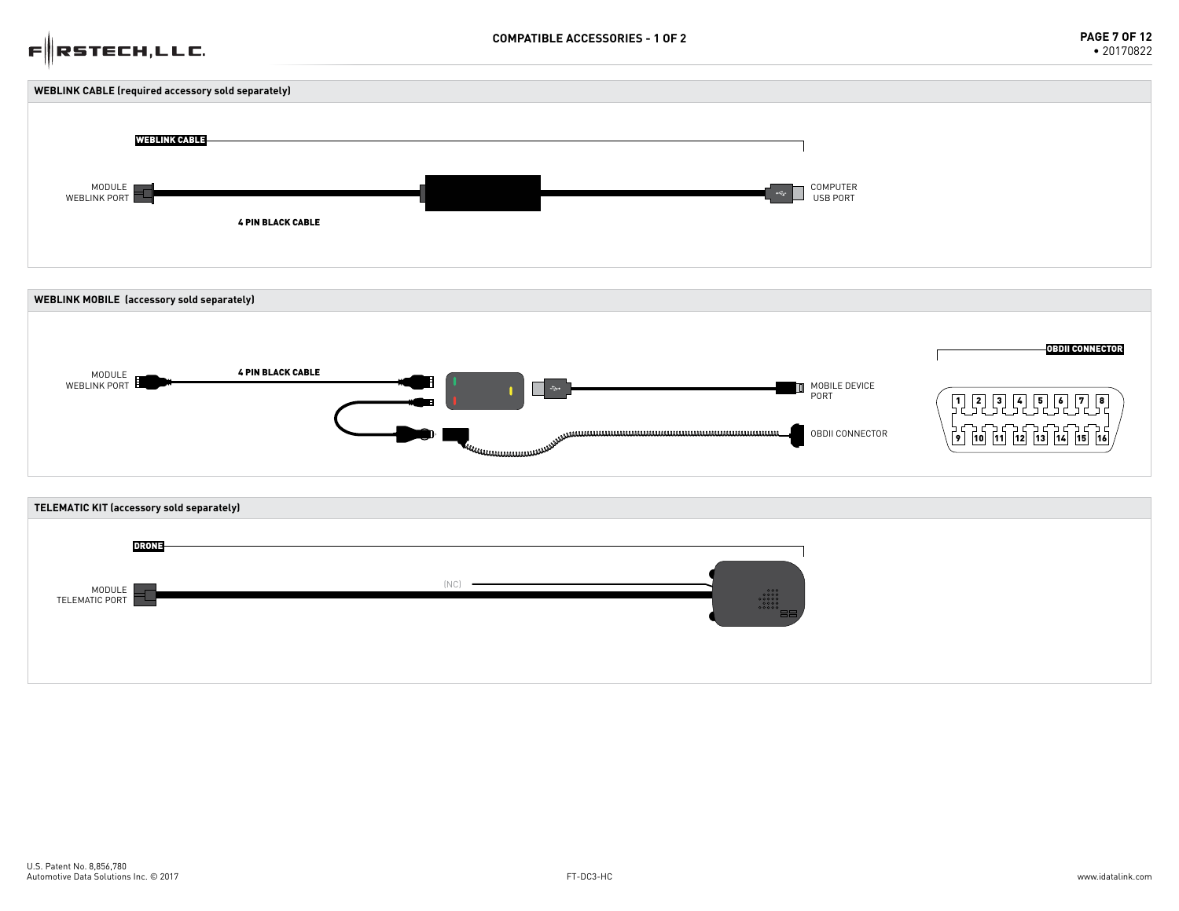## COMPATIBLE ACCESSORIES - 1 OF 2

### WEBLINK CABLE (required accessory sold separately)

WEBLINK CABLE

MODULE WEBLINK PORT

4 PIN BLACK CABLE

COMPUTER USB PORT

### WEBLINK MOBILE (accessory sold separately)

MODULE WEBLINK PORT

4 PIN BLACK CABLE

MOBILE DEVICE PORT

OBDII CONNECTOR

OBDII CONNECTOR

1 2 3 4 5 6 7 8

9 10 11 12 13 14 15 16

### TELEMATIC KIT (accessory sold separately)

DRONE

MODULE TELEMATIC PORT

(NC)

U.S. Patent No. 8,856,780
Automotive Data Solutions Inc. © 2017

FT-DC3-HC

www.idatalink.com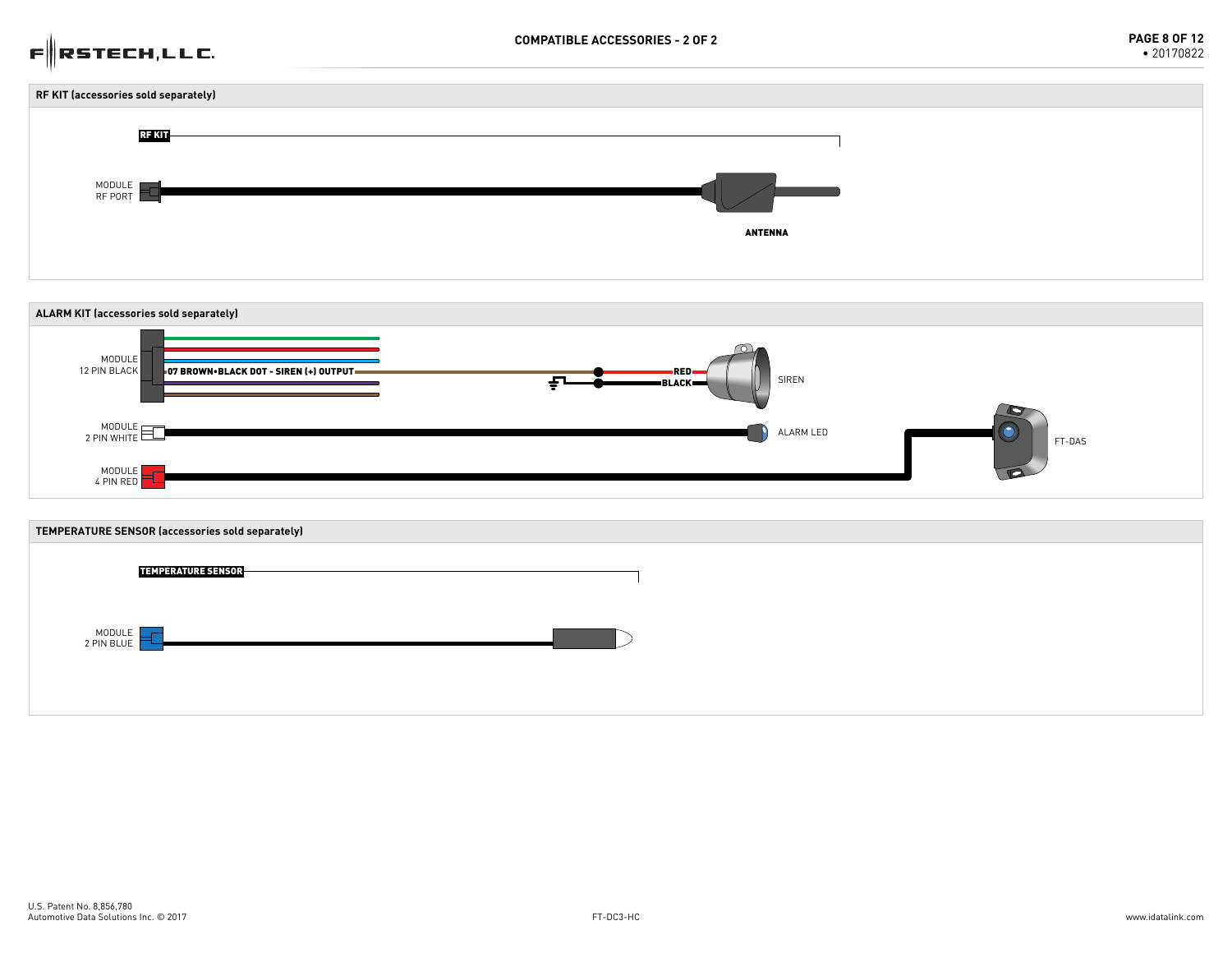## COMPATIBLE ACCESSORIES - 2 OF 2

### RF KIT (accessories sold separately)

RF KIT

MODULE RF PORT

ANTENNA

### ALARM KIT (accessories sold separately)

MODULE 12 PIN BLACK

07 BROWN•BLACK DOT - SIREN (+) OUTPUT

RED

BLACK

SIREN

MODULE 2 PIN WHITE

ALARM LED

MODULE 4 PIN RED

FT-DAS

### TEMPERATURE SENSOR (accessories sold separately)

TEMPERATURE SENSOR

MODULE 2 PIN BLUE

U.S. Patent No. 8,856,780
Automotive Data Solutions Inc. © 2017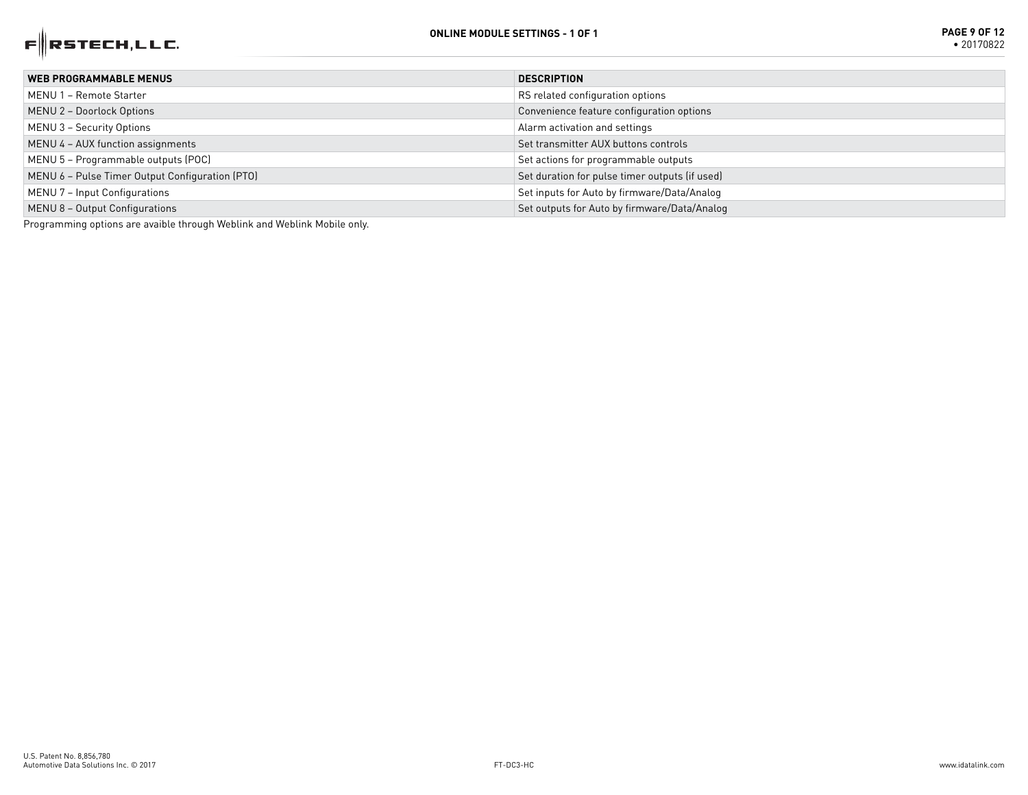## ONLINE MODULE SETTINGS - 1 OF 1

| WEB PROGRAMMABLE MENUS | DESCRIPTION |
|---|---|
| MENU 1 – Remote Starter | RS related configuration options |
| MENU 2 – Doorlock Options | Convenience feature configuration options |
| MENU 3 – Security Options | Alarm activation and settings |
| MENU 4 – AUX function assignments | Set transmitter AUX buttons controls |
| MENU 5 – Programmable outputs (POC) | Set actions for programmable outputs |
| MENU 6 – Pulse Timer Output Configuration (PTO) | Set duration for pulse timer outputs (if used) |
| MENU 7 – Input Configurations | Set inputs for Auto by firmware/Data/Analog |
| MENU 8 – Output Configurations | Set outputs for Auto by firmware/Data/Analog |

Programming options are avaible through Weblink and Weblink Mobile only.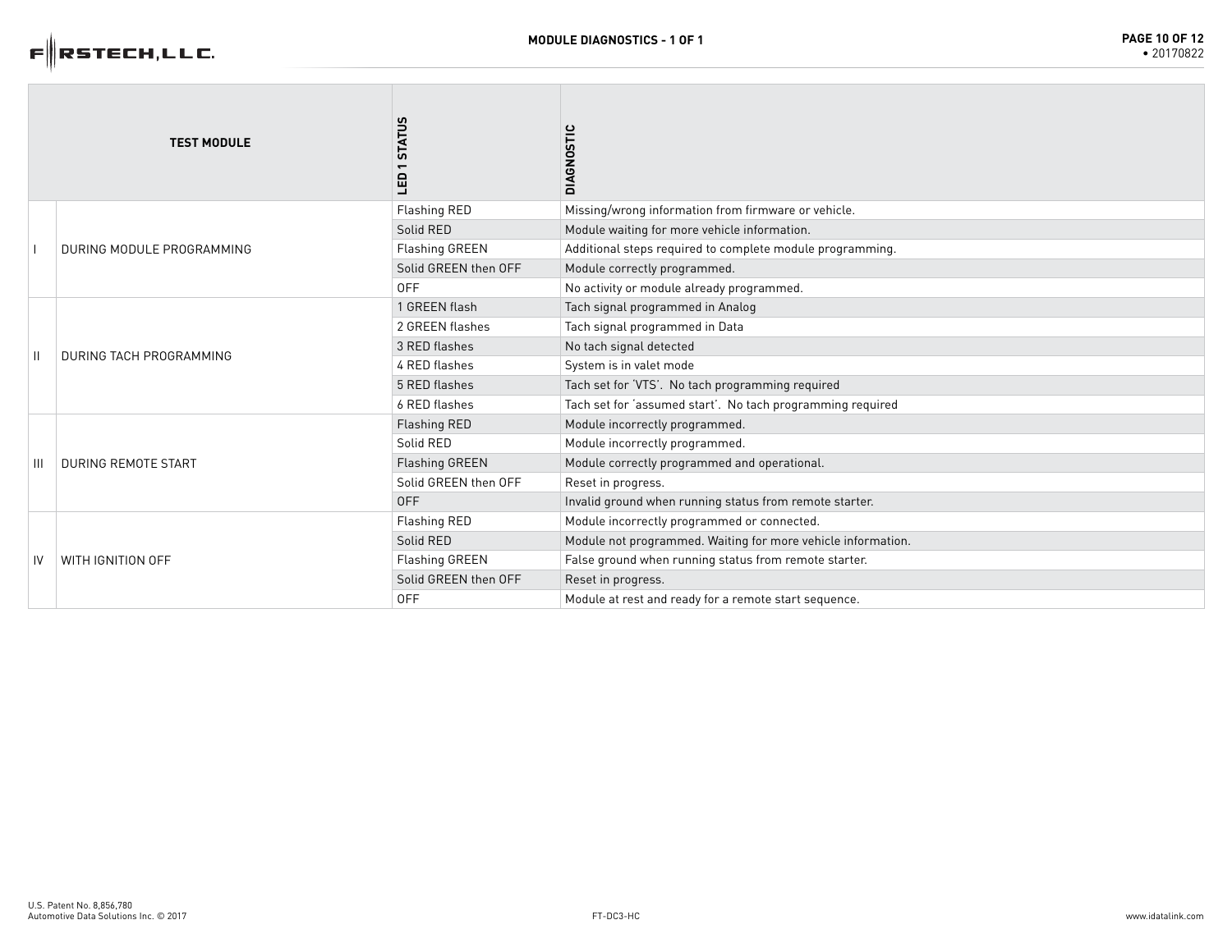## MODULE DIAGNOSTICS - 1 OF 1

| | TEST MODULE | LED 1 STATUS | DIAGNOSTIC |
|---|---|---|---|
| I | DURING MODULE PROGRAMMING | Flashing RED | Missing/wrong information from firmware or vehicle. |
| | | Solid RED | Module waiting for more vehicle information. |
| | | Flashing GREEN | Additional steps required to complete module programming. |
| | | Solid GREEN then OFF | Module correctly programmed. |
| | | OFF | No activity or module already programmed. |
| II | DURING TACH PROGRAMMING | 1 GREEN flash | Tach signal programmed in Analog |
| | | 2 GREEN flashes | Tach signal programmed in Data |
| | | 3 RED flashes | No tach signal detected |
| | | 4 RED flashes | System is in valet mode |
| | | 5 RED flashes | Tach set for 'VTS'. No tach programming required |
| | | 6 RED flashes | Tach set for 'assumed start'. No tach programming required |
| III | DURING REMOTE START | Flashing RED | Module incorrectly programmed. |
| | | Solid RED | Module incorrectly programmed. |
| | | Flashing GREEN | Module correctly programmed and operational. |
| | | Solid GREEN then OFF | Reset in progress. |
| | | OFF | Invalid ground when running status from remote starter. |
| IV | WITH IGNITION OFF | Flashing RED | Module incorrectly programmed or connected. |
| | | Solid RED | Module not programmed. Waiting for more vehicle information. |
| | | Flashing GREEN | False ground when running status from remote starter. |
| | | Solid GREEN then OFF | Reset in progress. |
| | | OFF | Module at rest and ready for a remote start sequence. |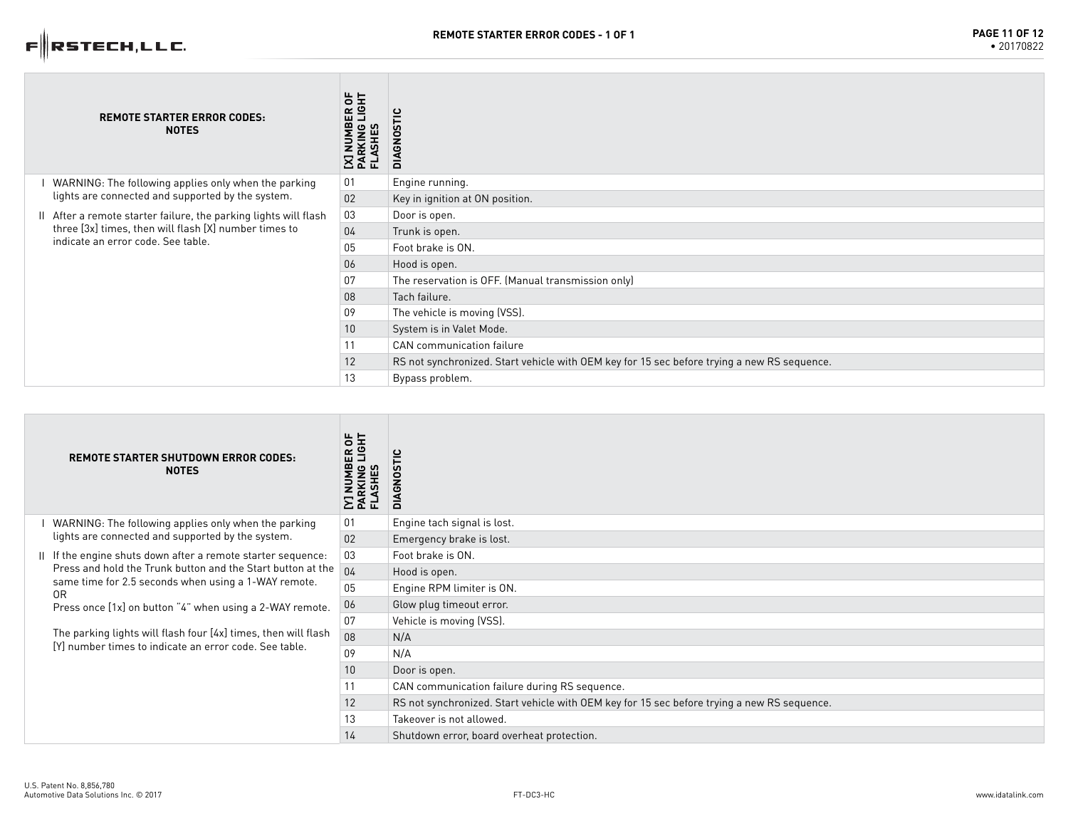## REMOTE STARTER ERROR CODES - 1 OF 1

| REMOTE STARTER ERROR CODES: NOTES | [X] NUMBER OF PARKING LIGHT FLASHES | DIAGNOSTIC |
|---|---|---|
| I WARNING: The following applies only when the parking lights are connected and supported by the system.<br>II After a remote starter failure, the parking lights will flash three [3x] times, then will flash [X] number times to indicate an error code. See table. | 01 | Engine running. |
| | 02 | Key in ignition at ON position. |
| | 03 | Door is open. |
| | 04 | Trunk is open. |
| | 05 | Foot brake is ON. |
| | 06 | Hood is open. |
| | 07 | The reservation is OFF. (Manual transmission only) |
| | 08 | Tach failure. |
| | 09 | The vehicle is moving (VSS). |
| | 10 | System is in Valet Mode. |
| | 11 | CAN communication failure |
| | 12 | RS not synchronized. Start vehicle with OEM key for 15 sec before trying a new RS sequence. |
| | 13 | Bypass problem. |

| REMOTE STARTER SHUTDOWN ERROR CODES: NOTES | [Y] NUMBER OF PARKING LIGHT FLASHES | DIAGNOSTIC |
|---|---|---|
| I WARNING: The following applies only when the parking lights are connected and supported by the system.<br>II If the engine shuts down after a remote starter sequence: Press and hold the Trunk button and the Start button at the same time for 2.5 seconds when using a 1-WAY remote.<br>OR<br>Press once [1x] on button "4" when using a 2-WAY remote.<br><br>The parking lights will flash four [4x] times, then will flash [Y] number times to indicate an error code. See table. | 01 | Engine tach signal is lost. |
| | 02 | Emergency brake is lost. |
| | 03 | Foot brake is ON. |
| | 04 | Hood is open. |
| | 05 | Engine RPM limiter is ON. |
| | 06 | Glow plug timeout error. |
| | 07 | Vehicle is moving (VSS). |
| | 08 | N/A |
| | 09 | N/A |
| | 10 | Door is open. |
| | 11 | CAN communication failure during RS sequence. |
| | 12 | RS not synchronized. Start vehicle with OEM key for 15 sec before trying a new RS sequence. |
| | 13 | Takeover is not allowed. |
| | 14 | Shutdown error, board overheat protection. |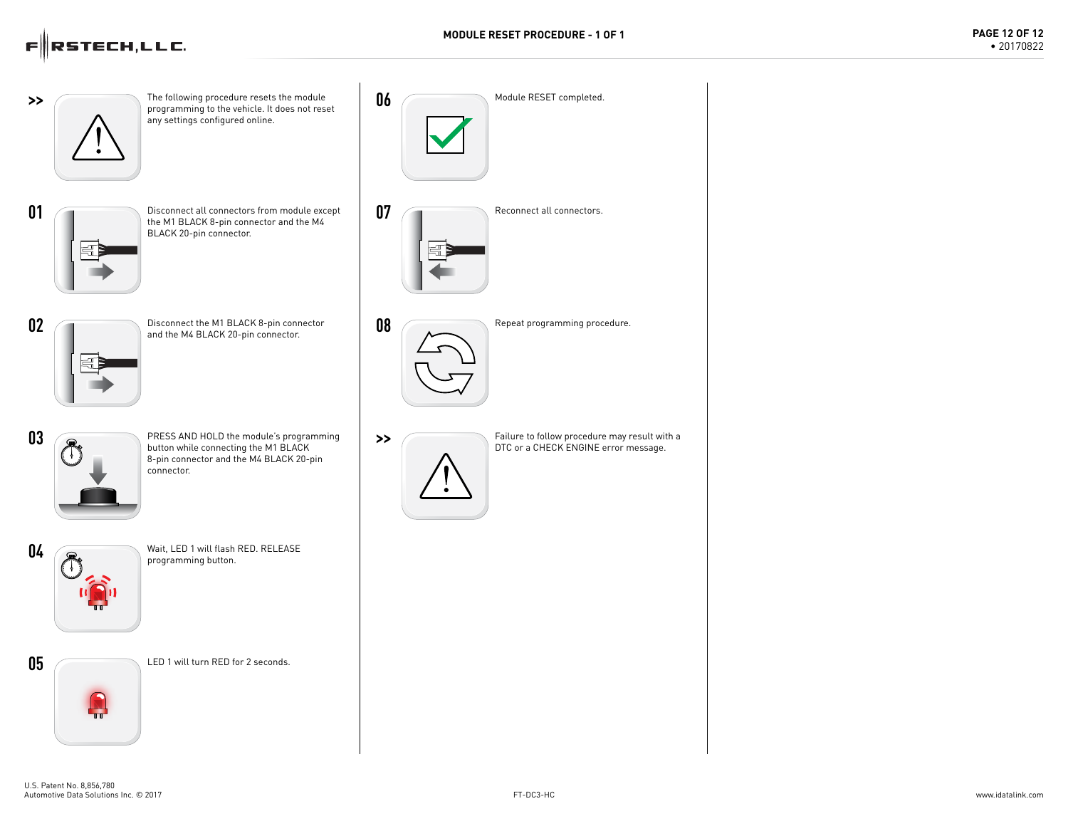## MODULE RESET PROCEDURE - 1 OF 1

**>>** The following procedure resets the module programming to the vehicle. It does not reset any settings configured online.

**01** Disconnect all connectors from module except the M1 BLACK 8-pin connector and the M4 BLACK 20-pin connector.

**02** Disconnect the M1 BLACK 8-pin connector and the M4 BLACK 20-pin connector.

**03** PRESS AND HOLD the module's programming button while connecting the M1 BLACK 8-pin connector and the M4 BLACK 20-pin connector.

**04** Wait, LED 1 will flash RED. RELEASE programming button.

**05** LED 1 will turn RED for 2 seconds.

**06** Module RESET completed.

**07** Reconnect all connectors.

**08** Repeat programming procedure.

**>>** Failure to follow procedure may result with a DTC or a CHECK ENGINE error message.

U.S. Patent No. 8,856,780
Automotive Data Solutions Inc. © 2017